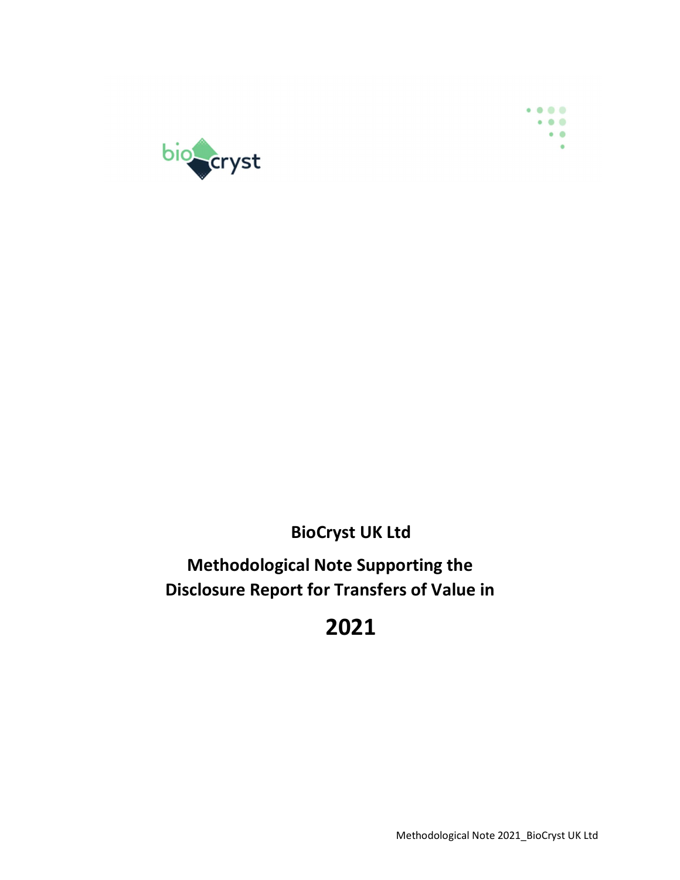**BioCryst UK Ltd**

# Methodological Note Supporting the Disclosure Report for Transfers of Value in

# 2021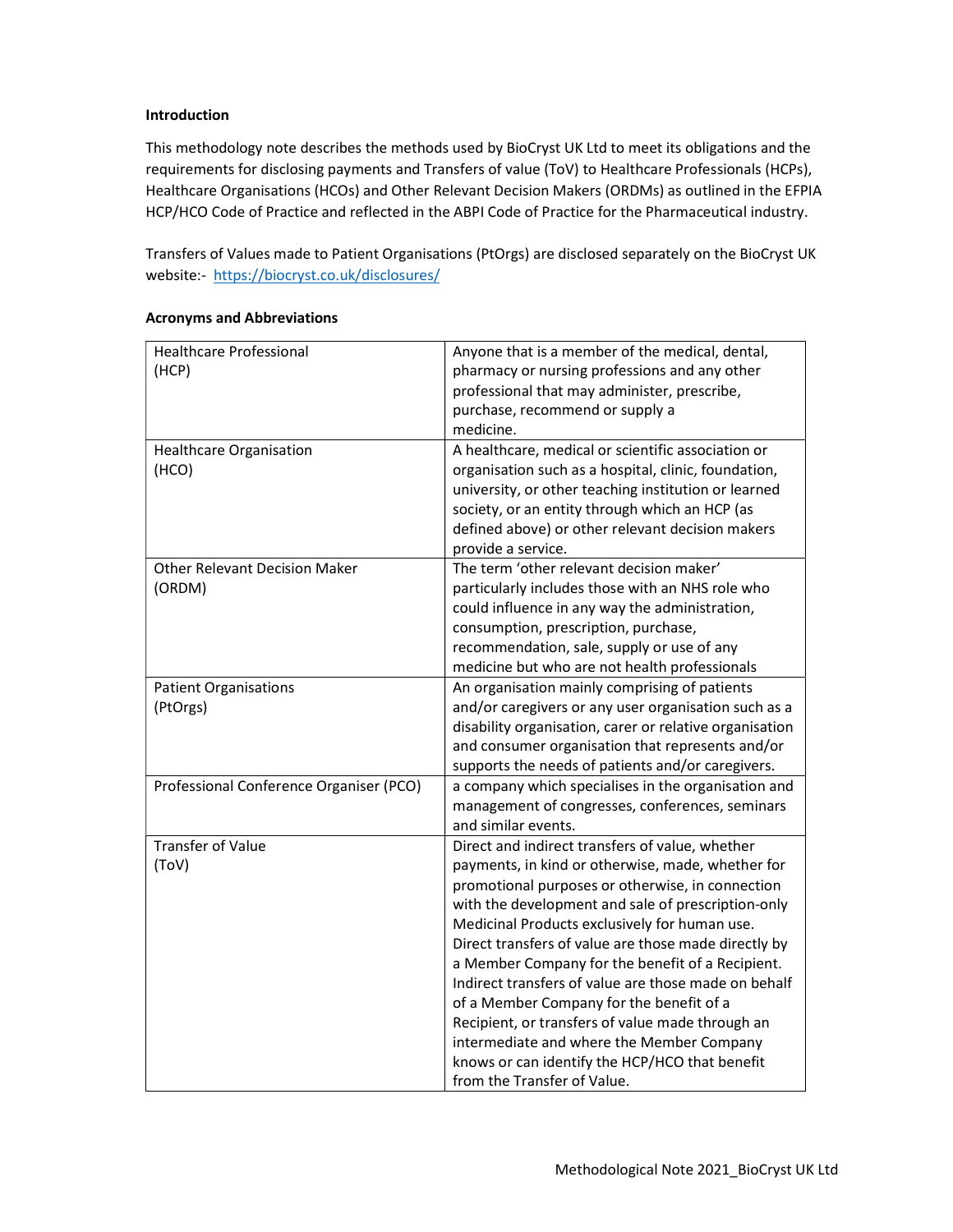**Introduction**

This methodology note describes the methods used by BioCryst UK Ltd to meet its obligations and the requirements for disclosing payments and Transfers of value (ToV) to Healthcare Professionals (HCPs), Healthcare Organisations (HCOs) and Other Relevant Decision Makers (ORDMs) as outlined in the EFPIA HCP/HCO Code of Practice and reflected in the ABPI Code of Practice for the Pharmaceutical industry.

Transfers of Values made to Patient Organisations (PtOrgs) are disclosed separately on the BioCryst UK website:- https://biocryst.co.uk/disclosures/

**Acronyms and Abbreviations**

| | |
|---|---|
| Healthcare Professional (HCP) | Anyone that is a member of the medical, dental, pharmacy or nursing professions and any other professional that may administer, prescribe, purchase, recommend or supply a medicine. |
| Healthcare Organisation (HCO) | A healthcare, medical or scientific association or organisation such as a hospital, clinic, foundation, university, or other teaching institution or learned society, or an entity through which an HCP (as defined above) or other relevant decision makers provide a service. |
| Other Relevant Decision Maker (ORDM) | The term 'other relevant decision maker' particularly includes those with an NHS role who could influence in any way the administration, consumption, prescription, purchase, recommendation, sale, supply or use of any medicine but who are not health professionals |
| Patient Organisations (PtOrgs) | An organisation mainly comprising of patients and/or caregivers or any user organisation such as a disability organisation, carer or relative organisation and consumer organisation that represents and/or supports the needs of patients and/or caregivers. |
| Professional Conference Organiser (PCO) | a company which specialises in the organisation and management of congresses, conferences, seminars and similar events. |
| Transfer of Value (ToV) | Direct and indirect transfers of value, whether payments, in kind or otherwise, made, whether for promotional purposes or otherwise, in connection with the development and sale of prescription-only Medicinal Products exclusively for human use. Direct transfers of value are those made directly by a Member Company for the benefit of a Recipient. Indirect transfers of value are those made on behalf of a Member Company for the benefit of a Recipient, or transfers of value made through an intermediate and where the Member Company knows or can identify the HCP/HCO that benefit from the Transfer of Value. |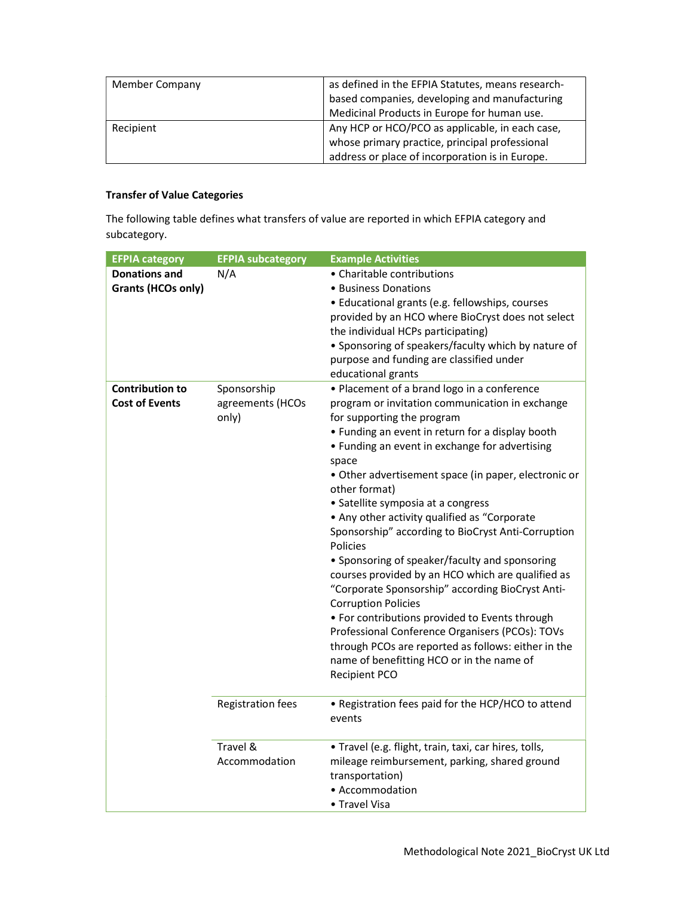| Member Company | as defined in the EFPIA Statutes, means research-based companies, developing and manufacturing Medicinal Products in Europe for human use. |
|---|---|
| Recipient | Any HCP or HCO/PCO as applicable, in each case, whose primary practice, principal professional address or place of incorporation is in Europe. |

**Transfer of Value Categories**

The following table defines what transfers of value are reported in which EFPIA category and subcategory.

| EFPIA category | EFPIA subcategory | Example Activities |
|---|---|---|
| **Donations and Grants (HCOs only)** | N/A | • Charitable contributions<br>• Business Donations<br>• Educational grants (e.g. fellowships, courses provided by an HCO where BioCryst does not select the individual HCPs participating)<br>• Sponsoring of speakers/faculty which by nature of purpose and funding are classified under educational grants |
| **Contribution to Cost of Events** | Sponsorship agreements (HCOs only) | • Placement of a brand logo in a conference program or invitation communication in exchange for supporting the program<br>• Funding an event in return for a display booth<br>• Funding an event in exchange for advertising space<br>• Other advertisement space (in paper, electronic or other format)<br>• Satellite symposia at a congress<br>• Any other activity qualified as "Corporate Sponsorship" according to BioCryst Anti-Corruption Policies<br>• Sponsoring of speaker/faculty and sponsoring courses provided by an HCO which are qualified as "Corporate Sponsorship" according BioCryst Anti-Corruption Policies<br>• For contributions provided to Events through Professional Conference Organisers (PCOs): TOVs through PCOs are reported as follows: either in the name of benefitting HCO or in the name of Recipient PCO |
| | Registration fees | • Registration fees paid for the HCP/HCO to attend events |
| | Travel & Accommodation | • Travel (e.g. flight, train, taxi, car hires, tolls, mileage reimbursement, parking, shared ground transportation)<br>• Accommodation<br>• Travel Visa |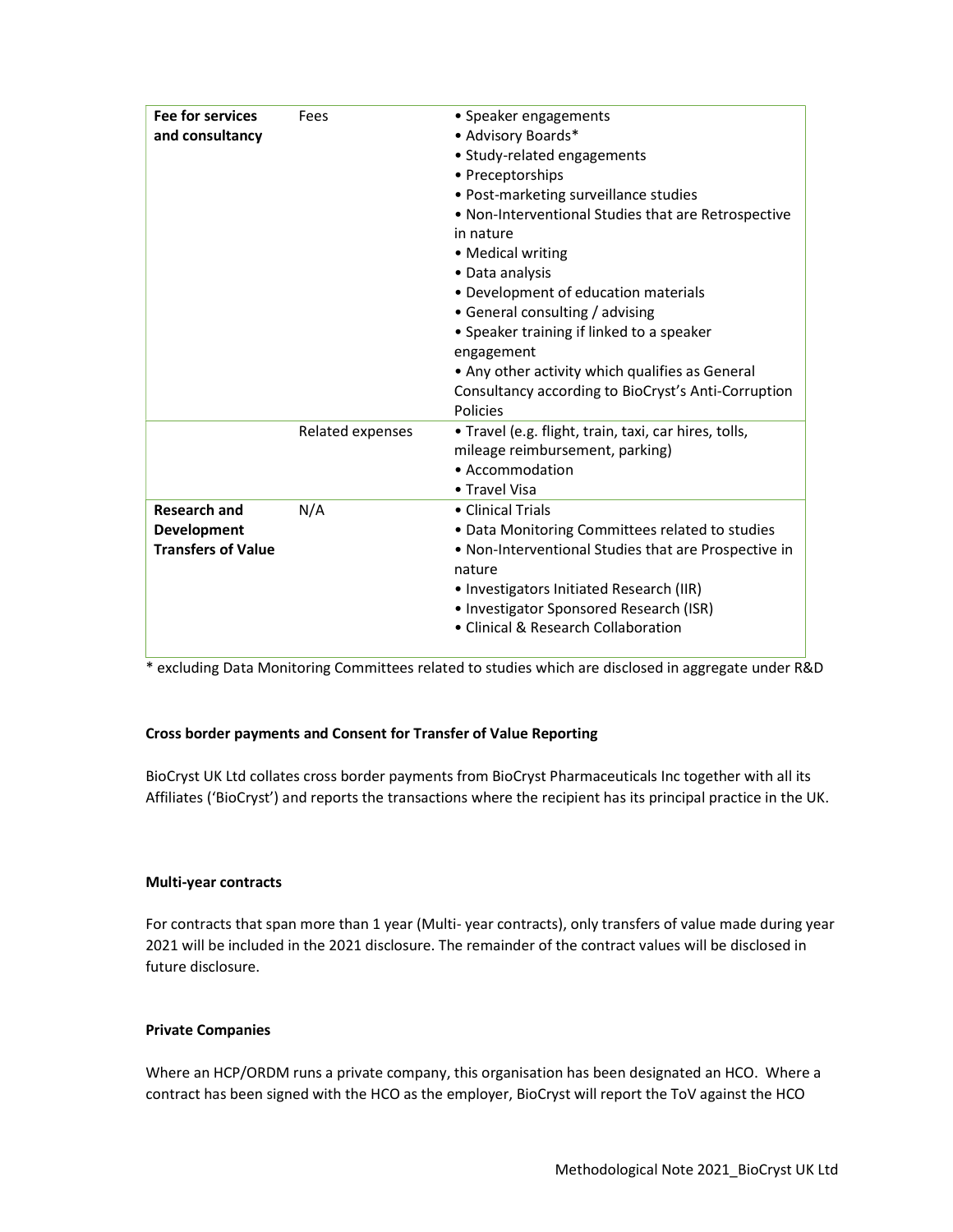| **Fee for services and consultancy** | Fees | • Speaker engagements<br>• Advisory Boards*<br>• Study-related engagements<br>• Preceptorships<br>• Post-marketing surveillance studies<br>• Non-Interventional Studies that are Retrospective in nature<br>• Medical writing<br>• Data analysis<br>• Development of education materials<br>• General consulting / advising<br>• Speaker training if linked to a speaker engagement<br>• Any other activity which qualifies as General Consultancy according to BioCryst's Anti-Corruption Policies |
|---|---|---|
| | Related expenses | • Travel (e.g. flight, train, taxi, car hires, tolls, mileage reimbursement, parking)<br>• Accommodation<br>• Travel Visa |
| **Research and Development Transfers of Value** | N/A | • Clinical Trials<br>• Data Monitoring Committees related to studies<br>• Non-Interventional Studies that are Prospective in nature<br>• Investigators Initiated Research (IIR)<br>• Investigator Sponsored Research (ISR)<br>• Clinical & Research Collaboration |

* excluding Data Monitoring Committees related to studies which are disclosed in aggregate under R&D

**Cross border payments and Consent for Transfer of Value Reporting**

BioCryst UK Ltd collates cross border payments from BioCryst Pharmaceuticals Inc together with all its Affiliates ('BioCryst') and reports the transactions where the recipient has its principal practice in the UK.

**Multi-year contracts**

For contracts that span more than 1 year (Multi- year contracts), only transfers of value made during year 2021 will be included in the 2021 disclosure. The remainder of the contract values will be disclosed in future disclosure.

**Private Companies**

Where an HCP/ORDM runs a private company, this organisation has been designated an HCO. Where a contract has been signed with the HCO as the employer, BioCryst will report the ToV against the HCO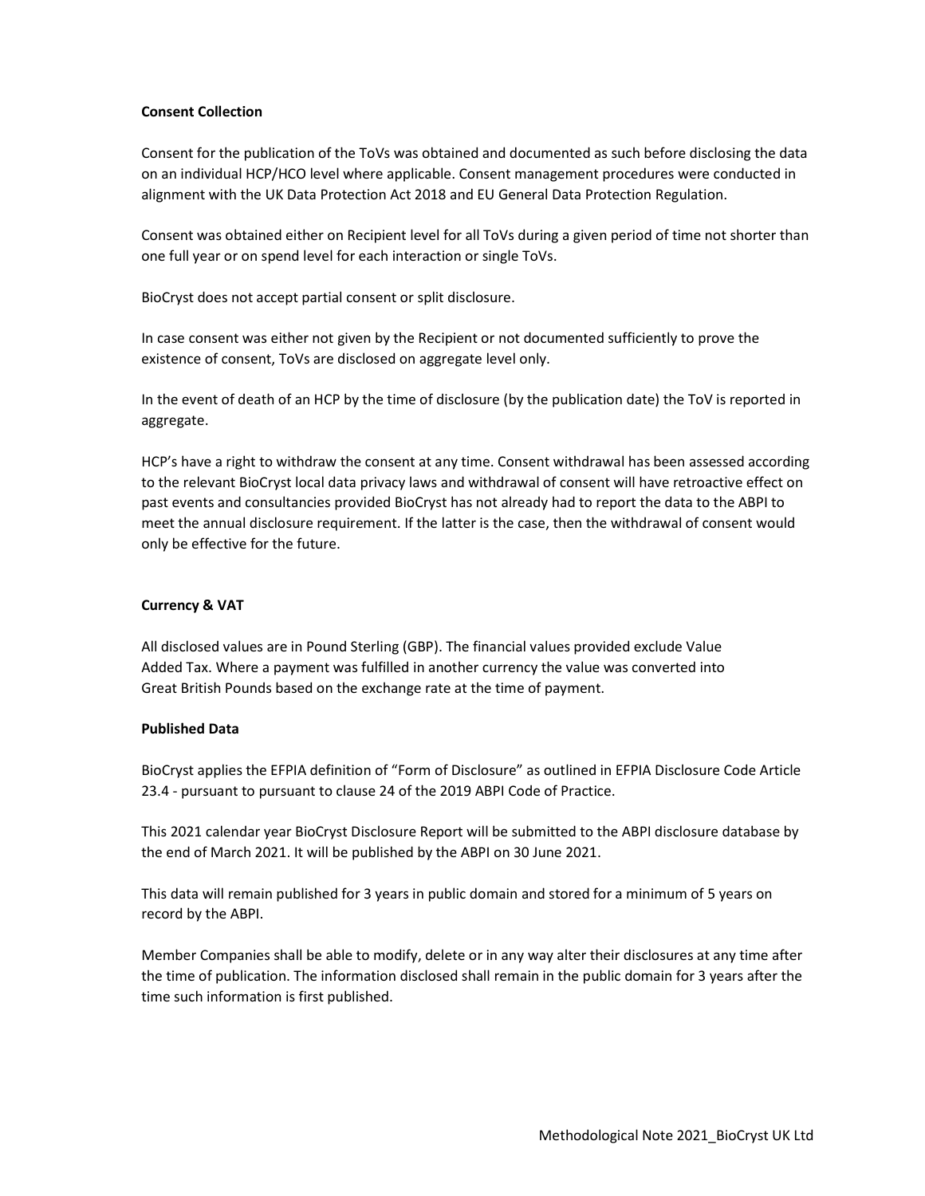**Consent Collection**

Consent for the publication of the ToVs was obtained and documented as such before disclosing the data on an individual HCP/HCO level where applicable. Consent management procedures were conducted in alignment with the UK Data Protection Act 2018 and EU General Data Protection Regulation.

Consent was obtained either on Recipient level for all ToVs during a given period of time not shorter than one full year or on spend level for each interaction or single ToVs.

BioCryst does not accept partial consent or split disclosure.

In case consent was either not given by the Recipient or not documented sufficiently to prove the existence of consent, ToVs are disclosed on aggregate level only.

In the event of death of an HCP by the time of disclosure (by the publication date) the ToV is reported in aggregate.

HCP's have a right to withdraw the consent at any time. Consent withdrawal has been assessed according to the relevant BioCryst local data privacy laws and withdrawal of consent will have retroactive effect on past events and consultancies provided BioCryst has not already had to report the data to the ABPI to meet the annual disclosure requirement. If the latter is the case, then the withdrawal of consent would only be effective for the future.

**Currency & VAT**

All disclosed values are in Pound Sterling (GBP). The financial values provided exclude Value Added Tax. Where a payment was fulfilled in another currency the value was converted into Great British Pounds based on the exchange rate at the time of payment.

**Published Data**

BioCryst applies the EFPIA definition of "Form of Disclosure" as outlined in EFPIA Disclosure Code Article 23.4 - pursuant to pursuant to clause 24 of the 2019 ABPI Code of Practice.

This 2021 calendar year BioCryst Disclosure Report will be submitted to the ABPI disclosure database by the end of March 2021. It will be published by the ABPI on 30 June 2021.

This data will remain published for 3 years in public domain and stored for a minimum of 5 years on record by the ABPI.

Member Companies shall be able to modify, delete or in any way alter their disclosures at any time after the time of publication. The information disclosed shall remain in the public domain for 3 years after the time such information is first published.